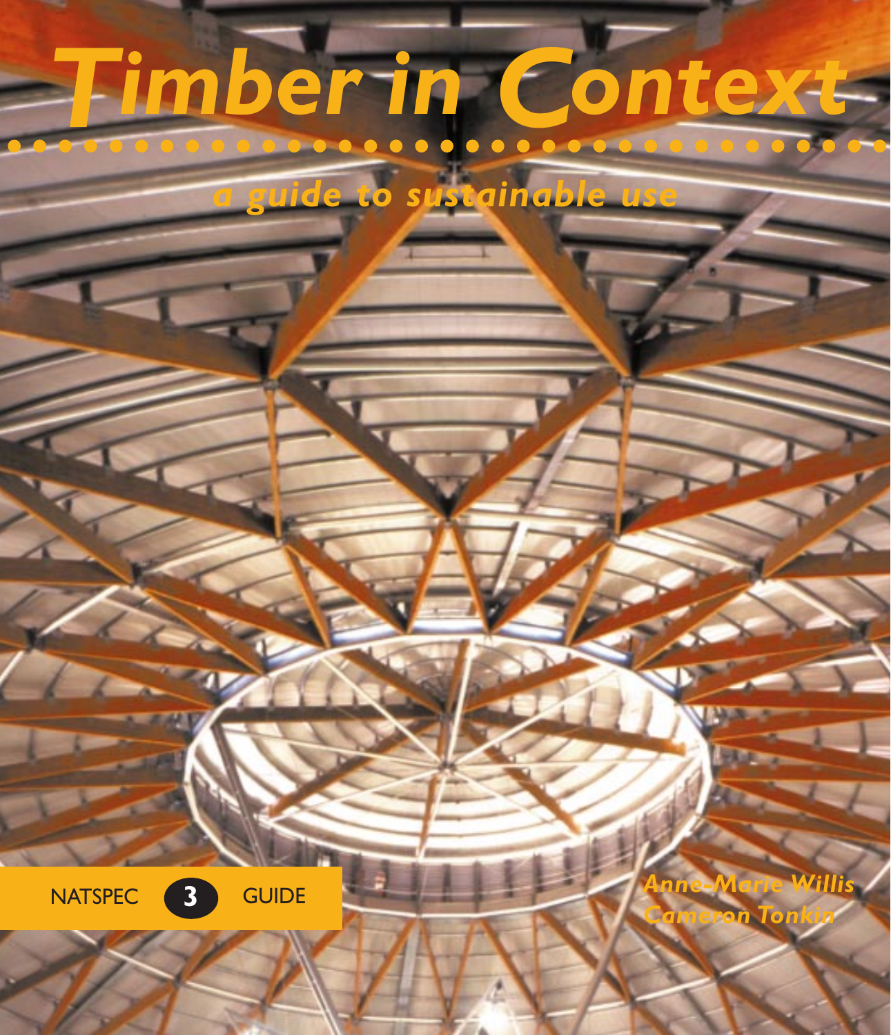# Timber in Context

## *a guide to sustainable use*

NATSPEC 3 GUIDE

*Anne-Marie Willis*
*Cameron Tonkin*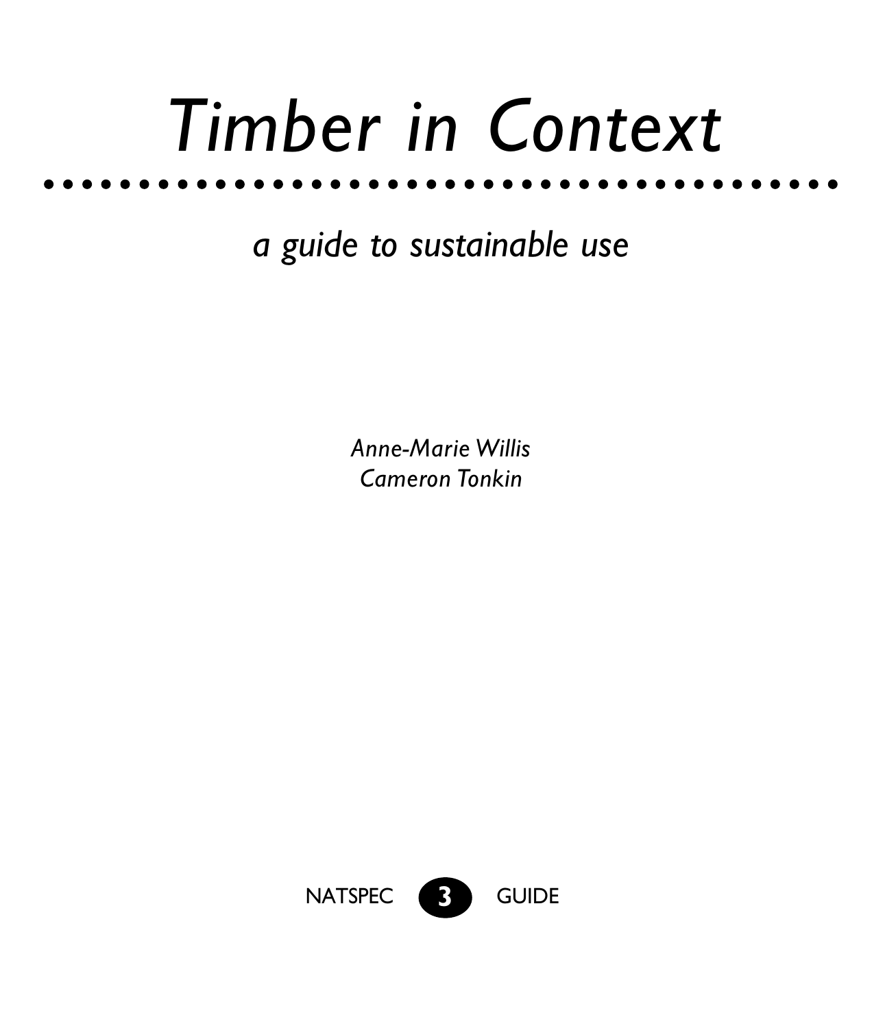# *Timber in Context*

## *a guide to sustainable use*

*Anne-Marie Willis*
*Cameron Tonkin*

NATSPEC **3** GUIDE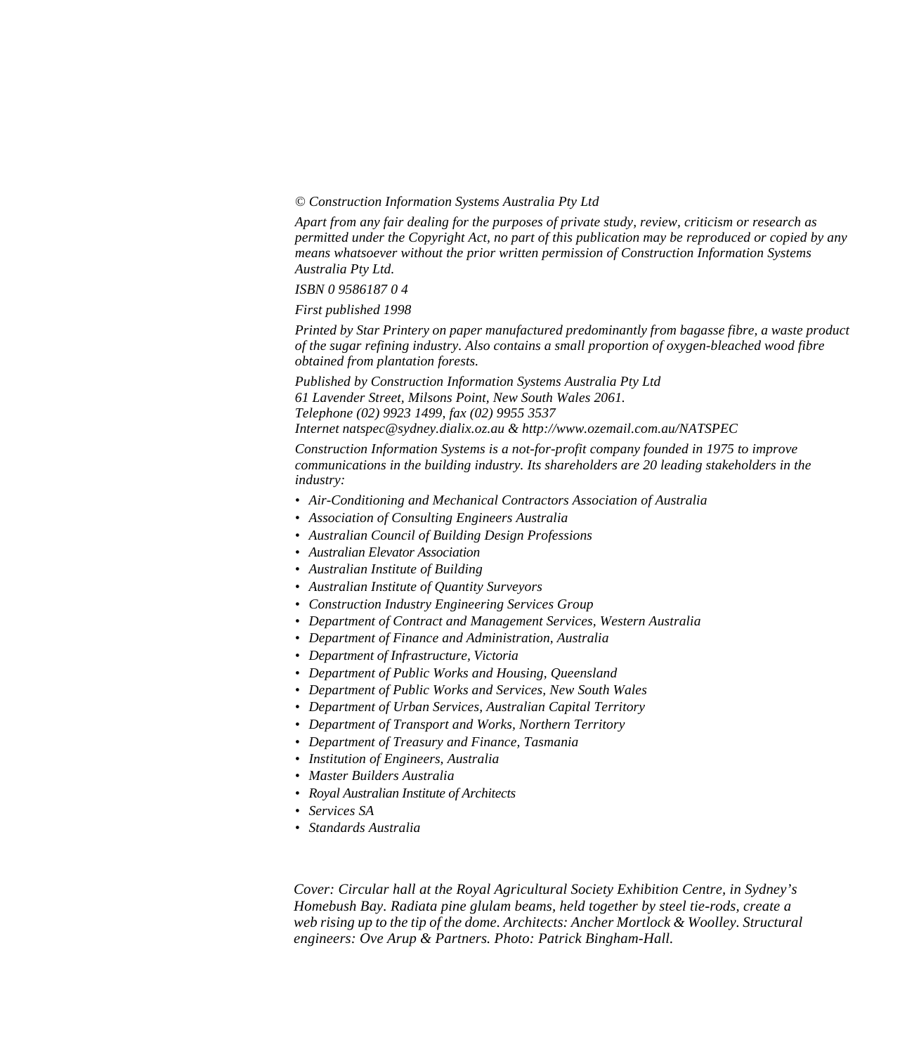*© Construction Information Systems Australia Pty Ltd*

*Apart from any fair dealing for the purposes of private study, review, criticism or research as permitted under the Copyright Act, no part of this publication may be reproduced or copied by any means whatsoever without the prior written permission of Construction Information Systems Australia Pty Ltd.*

*ISBN 0 9586187 0 4*

*First published 1998*

*Printed by Star Printery on paper manufactured predominantly from bagasse fibre, a waste product of the sugar refining industry. Also contains a small proportion of oxygen-bleached wood fibre obtained from plantation forests.*

*Published by Construction Information Systems Australia Pty Ltd*
*61 Lavender Street, Milsons Point, New South Wales 2061.*
*Telephone (02) 9923 1499, fax (02) 9955 3537*
*Internet natspec@sydney.dialix.oz.au & http://www.ozemail.com.au/NATSPEC*

*Construction Information Systems is a not-for-profit company founded in 1975 to improve communications in the building industry. Its shareholders are 20 leading stakeholders in the industry:*

- *Air-Conditioning and Mechanical Contractors Association of Australia*
- *Association of Consulting Engineers Australia*
- *Australian Council of Building Design Professions*
- *Australian Elevator Association*
- *Australian Institute of Building*
- *Australian Institute of Quantity Surveyors*
- *Construction Industry Engineering Services Group*
- *Department of Contract and Management Services, Western Australia*
- *Department of Finance and Administration, Australia*
- *Department of Infrastructure, Victoria*
- *Department of Public Works and Housing, Queensland*
- *Department of Public Works and Services, New South Wales*
- *Department of Urban Services, Australian Capital Territory*
- *Department of Transport and Works, Northern Territory*
- *Department of Treasury and Finance, Tasmania*
- *Institution of Engineers, Australia*
- *Master Builders Australia*
- *Royal Australian Institute of Architects*
- *Services SA*
- *Standards Australia*

*Cover: Circular hall at the Royal Agricultural Society Exhibition Centre, in Sydney's Homebush Bay. Radiata pine glulam beams, held together by steel tie-rods, create a web rising up to the tip of the dome. Architects: Ancher Mortlock & Woolley. Structural engineers: Ove Arup & Partners. Photo: Patrick Bingham-Hall.*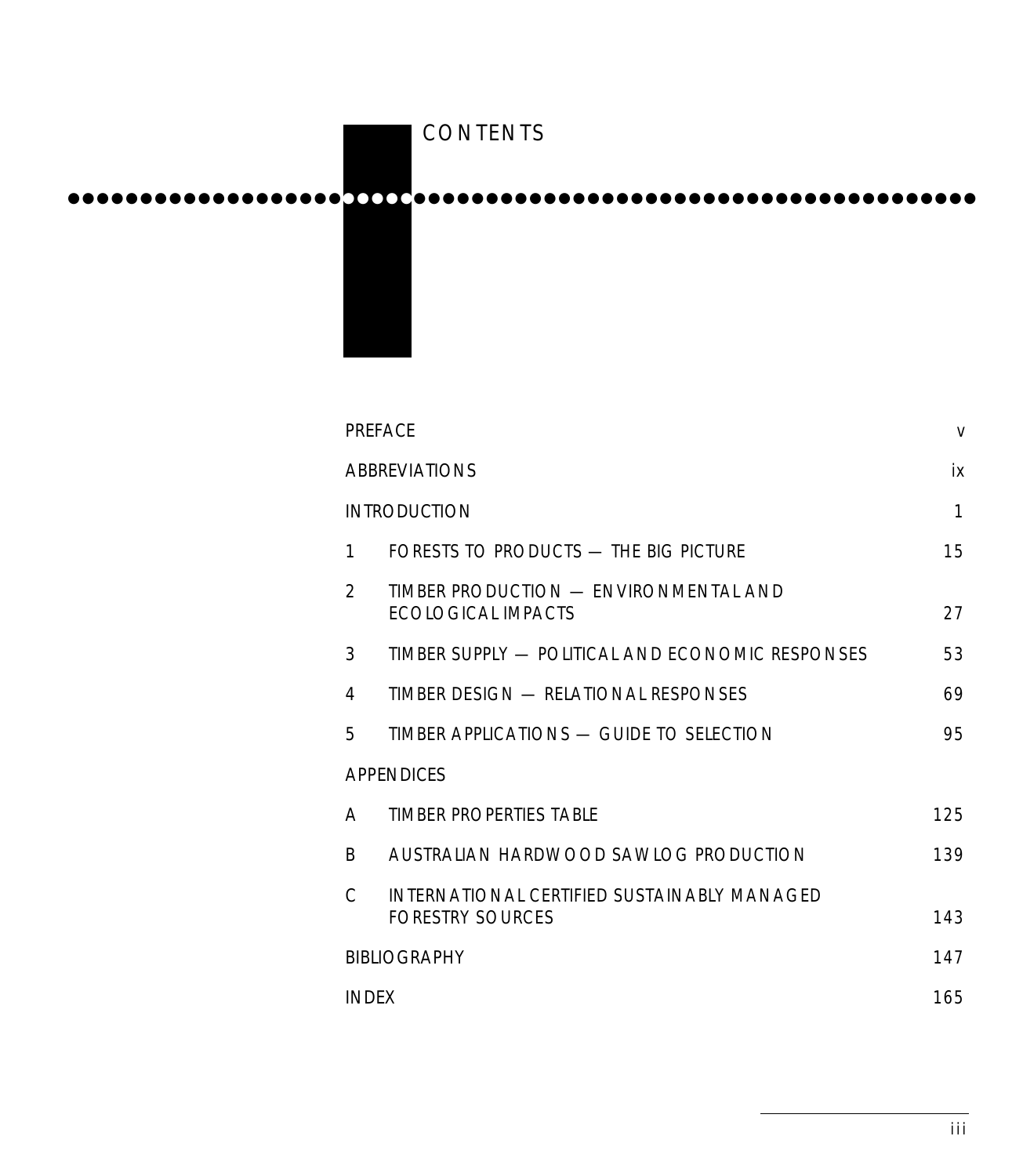# CONTENTS

| | | |
|---|---|---|
| PREFACE | | v |
| ABBREVIATIONS | | ix |
| INTRODUCTION | | 1 |
| 1 | FORESTS TO PRODUCTS — THE BIG PICTURE | 15 |
| 2 | TIMBER PRODUCTION — ENVIRONMENTAL AND ECOLOGICAL IMPACTS | 27 |
| 3 | TIMBER SUPPLY — POLITICAL AND ECONOMIC RESPONSES | 53 |
| 4 | TIMBER DESIGN — RELATIONAL RESPONSES | 69 |
| 5 | TIMBER APPLICATIONS — GUIDE TO SELECTION | 95 |
| APPENDICES | | |
| A | TIMBER PROPERTIES TABLE | 125 |
| B | AUSTRALIAN HARDWOOD SAWLOG PRODUCTION | 139 |
| C | INTERNATIONAL CERTIFIED SUSTAINABLY MANAGED FORESTRY SOURCES | 143 |
| BIBLIOGRAPHY | | 147 |
| INDEX | | 165 |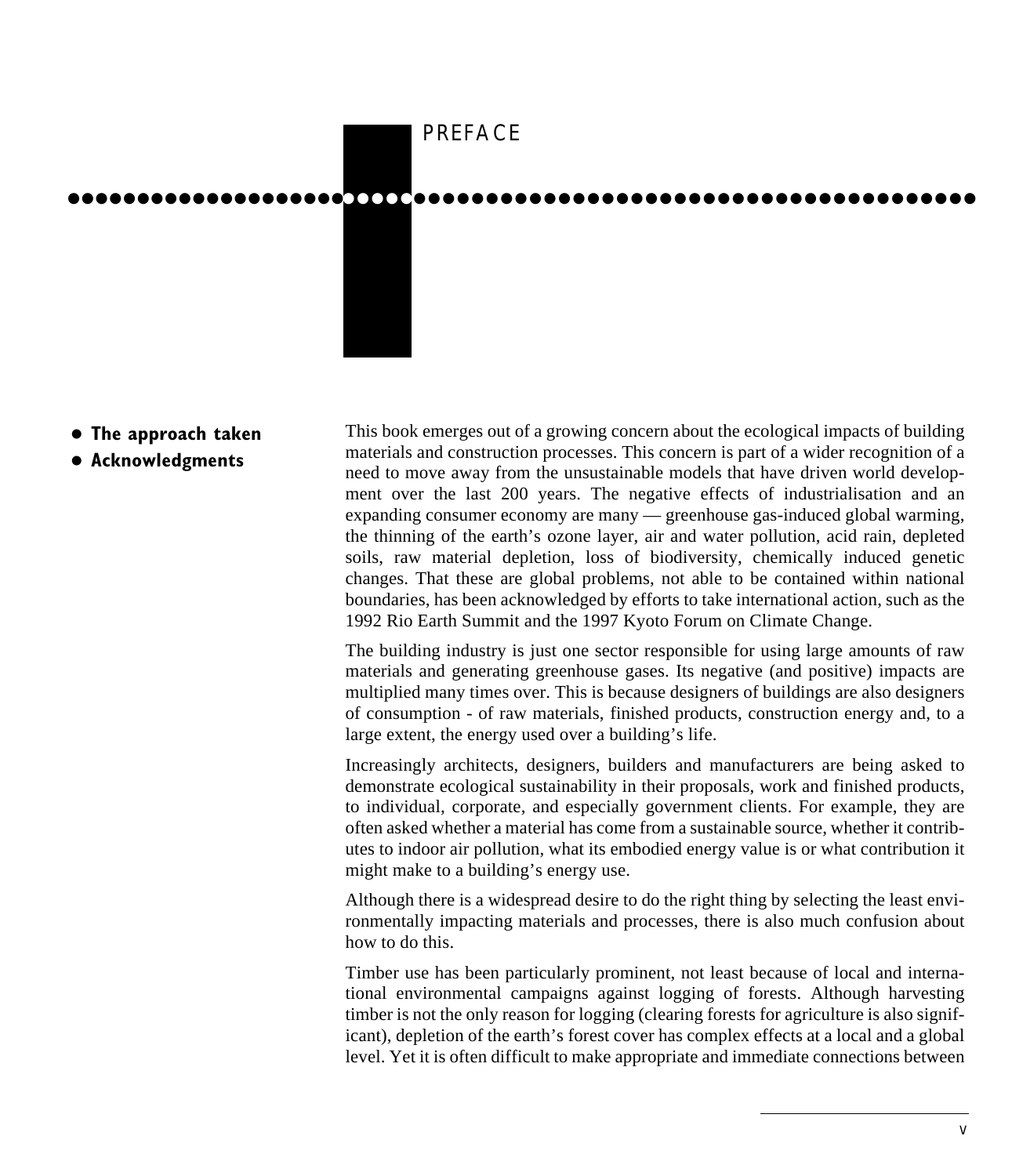# PREFACE

- **The approach taken**
- **Acknowledgments**

This book emerges out of a growing concern about the ecological impacts of building materials and construction processes. This concern is part of a wider recognition of a need to move away from the unsustainable models that have driven world development over the last 200 years. The negative effects of industrialisation and an expanding consumer economy are many — greenhouse gas-induced global warming, the thinning of the earth's ozone layer, air and water pollution, acid rain, depleted soils, raw material depletion, loss of biodiversity, chemically induced genetic changes. That these are global problems, not able to be contained within national boundaries, has been acknowledged by efforts to take international action, such as the 1992 Rio Earth Summit and the 1997 Kyoto Forum on Climate Change.

The building industry is just one sector responsible for using large amounts of raw materials and generating greenhouse gases. Its negative (and positive) impacts are multiplied many times over. This is because designers of buildings are also designers of consumption - of raw materials, finished products, construction energy and, to a large extent, the energy used over a building's life.

Increasingly architects, designers, builders and manufacturers are being asked to demonstrate ecological sustainability in their proposals, work and finished products, to individual, corporate, and especially government clients. For example, they are often asked whether a material has come from a sustainable source, whether it contributes to indoor air pollution, what its embodied energy value is or what contribution it might make to a building's energy use.

Although there is a widespread desire to do the right thing by selecting the least environmentally impacting materials and processes, there is also much confusion about how to do this.

Timber use has been particularly prominent, not least because of local and international environmental campaigns against logging of forests. Although harvesting timber is not the only reason for logging (clearing forests for agriculture is also significant), depletion of the earth's forest cover has complex effects at a local and a global level. Yet it is often difficult to make appropriate and immediate connections between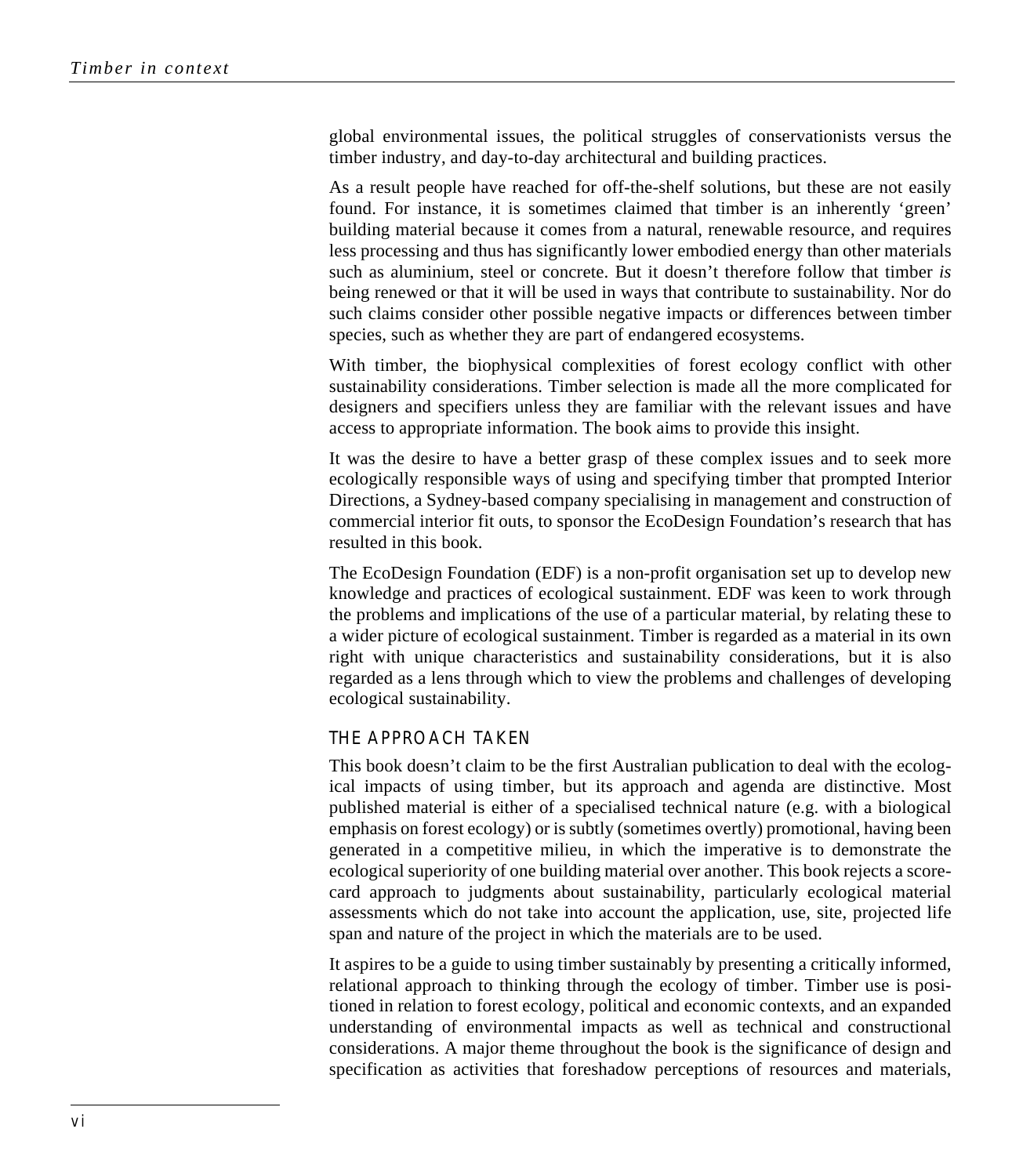global environmental issues, the political struggles of conservationists versus the timber industry, and day-to-day architectural and building practices.

As a result people have reached for off-the-shelf solutions, but these are not easily found. For instance, it is sometimes claimed that timber is an inherently 'green' building material because it comes from a natural, renewable resource, and requires less processing and thus has significantly lower embodied energy than other materials such as aluminium, steel or concrete. But it doesn't therefore follow that timber *is* being renewed or that it will be used in ways that contribute to sustainability. Nor do such claims consider other possible negative impacts or differences between timber species, such as whether they are part of endangered ecosystems.

With timber, the biophysical complexities of forest ecology conflict with other sustainability considerations. Timber selection is made all the more complicated for designers and specifiers unless they are familiar with the relevant issues and have access to appropriate information. The book aims to provide this insight.

It was the desire to have a better grasp of these complex issues and to seek more ecologically responsible ways of using and specifying timber that prompted Interior Directions, a Sydney-based company specialising in management and construction of commercial interior fit outs, to sponsor the EcoDesign Foundation's research that has resulted in this book.

The EcoDesign Foundation (EDF) is a non-profit organisation set up to develop new knowledge and practices of ecological sustainment. EDF was keen to work through the problems and implications of the use of a particular material, by relating these to a wider picture of ecological sustainment. Timber is regarded as a material in its own right with unique characteristics and sustainability considerations, but it is also regarded as a lens through which to view the problems and challenges of developing ecological sustainability.

## THE APPROACH TAKEN

This book doesn't claim to be the first Australian publication to deal with the ecological impacts of using timber, but its approach and agenda are distinctive. Most published material is either of a specialised technical nature (e.g. with a biological emphasis on forest ecology) or is subtly (sometimes overtly) promotional, having been generated in a competitive milieu, in which the imperative is to demonstrate the ecological superiority of one building material over another. This book rejects a score-card approach to judgments about sustainability, particularly ecological material assessments which do not take into account the application, use, site, projected life span and nature of the project in which the materials are to be used.

It aspires to be a guide to using timber sustainably by presenting a critically informed, relational approach to thinking through the ecology of timber. Timber use is positioned in relation to forest ecology, political and economic contexts, and an expanded understanding of environmental impacts as well as technical and constructional considerations. A major theme throughout the book is the significance of design and specification as activities that foreshadow perceptions of resources and materials,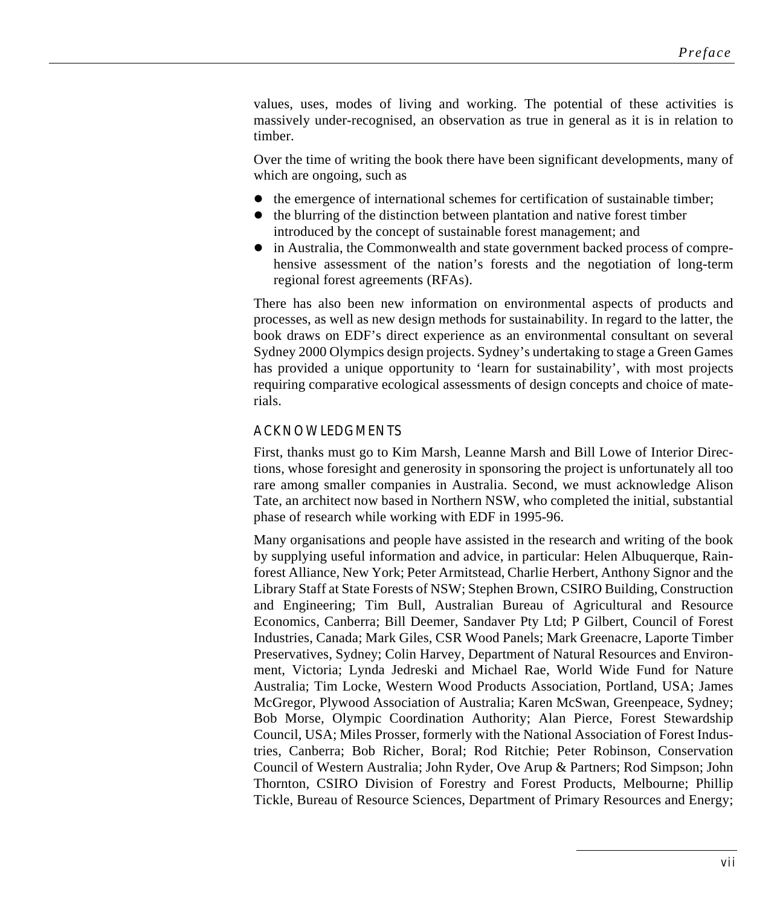values, uses, modes of living and working. The potential of these activities is massively under-recognised, an observation as true in general as it is in relation to timber.

Over the time of writing the book there have been significant developments, many of which are ongoing, such as

- the emergence of international schemes for certification of sustainable timber;
- the blurring of the distinction between plantation and native forest timber introduced by the concept of sustainable forest management; and
- in Australia, the Commonwealth and state government backed process of comprehensive assessment of the nation's forests and the negotiation of long-term regional forest agreements (RFAs).

There has also been new information on environmental aspects of products and processes, as well as new design methods for sustainability. In regard to the latter, the book draws on EDF's direct experience as an environmental consultant on several Sydney 2000 Olympics design projects. Sydney's undertaking to stage a Green Games has provided a unique opportunity to 'learn for sustainability', with most projects requiring comparative ecological assessments of design concepts and choice of materials.

## ACKNOWLEDGMENTS

First, thanks must go to Kim Marsh, Leanne Marsh and Bill Lowe of Interior Directions, whose foresight and generosity in sponsoring the project is unfortunately all too rare among smaller companies in Australia. Second, we must acknowledge Alison Tate, an architect now based in Northern NSW, who completed the initial, substantial phase of research while working with EDF in 1995-96.

Many organisations and people have assisted in the research and writing of the book by supplying useful information and advice, in particular: Helen Albuquerque, Rainforest Alliance, New York; Peter Armitstead, Charlie Herbert, Anthony Signor and the Library Staff at State Forests of NSW; Stephen Brown, CSIRO Building, Construction and Engineering; Tim Bull, Australian Bureau of Agricultural and Resource Economics, Canberra; Bill Deemer, Sandaver Pty Ltd; P Gilbert, Council of Forest Industries, Canada; Mark Giles, CSR Wood Panels; Mark Greenacre, Laporte Timber Preservatives, Sydney; Colin Harvey, Department of Natural Resources and Environment, Victoria; Lynda Jedreski and Michael Rae, World Wide Fund for Nature Australia; Tim Locke, Western Wood Products Association, Portland, USA; James McGregor, Plywood Association of Australia; Karen McSwan, Greenpeace, Sydney; Bob Morse, Olympic Coordination Authority; Alan Pierce, Forest Stewardship Council, USA; Miles Prosser, formerly with the National Association of Forest Industries, Canberra; Bob Richer, Boral; Rod Ritchie; Peter Robinson, Conservation Council of Western Australia; John Ryder, Ove Arup & Partners; Rod Simpson; John Thornton, CSIRO Division of Forestry and Forest Products, Melbourne; Phillip Tickle, Bureau of Resource Sciences, Department of Primary Resources and Energy;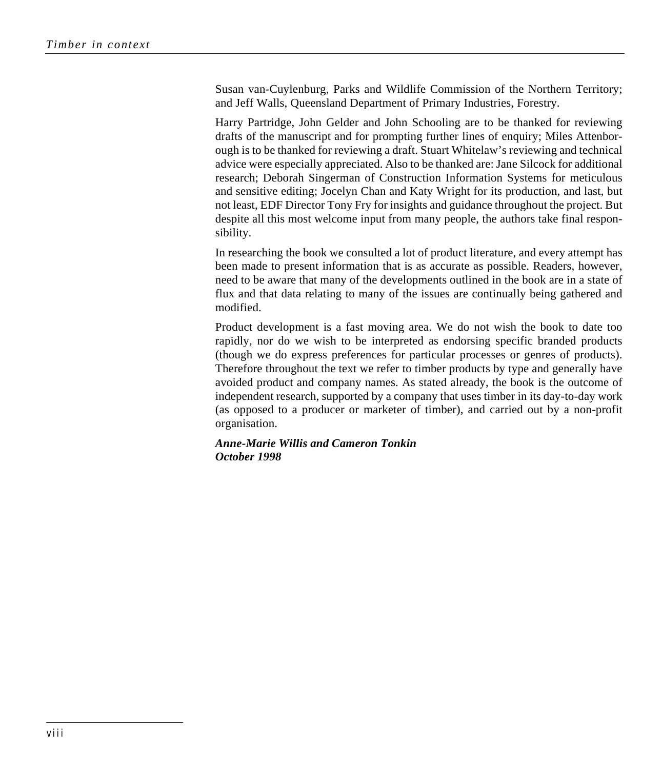Susan van-Cuylenburg, Parks and Wildlife Commission of the Northern Territory; and Jeff Walls, Queensland Department of Primary Industries, Forestry.

Harry Partridge, John Gelder and John Schooling are to be thanked for reviewing drafts of the manuscript and for prompting further lines of enquiry; Miles Attenborough is to be thanked for reviewing a draft. Stuart Whitelaw's reviewing and technical advice were especially appreciated. Also to be thanked are: Jane Silcock for additional research; Deborah Singerman of Construction Information Systems for meticulous and sensitive editing; Jocelyn Chan and Katy Wright for its production, and last, but not least, EDF Director Tony Fry for insights and guidance throughout the project. But despite all this most welcome input from many people, the authors take final responsibility.

In researching the book we consulted a lot of product literature, and every attempt has been made to present information that is as accurate as possible. Readers, however, need to be aware that many of the developments outlined in the book are in a state of flux and that data relating to many of the issues are continually being gathered and modified.

Product development is a fast moving area. We do not wish the book to date too rapidly, nor do we wish to be interpreted as endorsing specific branded products (though we do express preferences for particular processes or genres of products). Therefore throughout the text we refer to timber products by type and generally have avoided product and company names. As stated already, the book is the outcome of independent research, supported by a company that uses timber in its day-to-day work (as opposed to a producer or marketer of timber), and carried out by a non-profit organisation.

***Anne-Marie Willis and Cameron Tonkin***
***October 1998***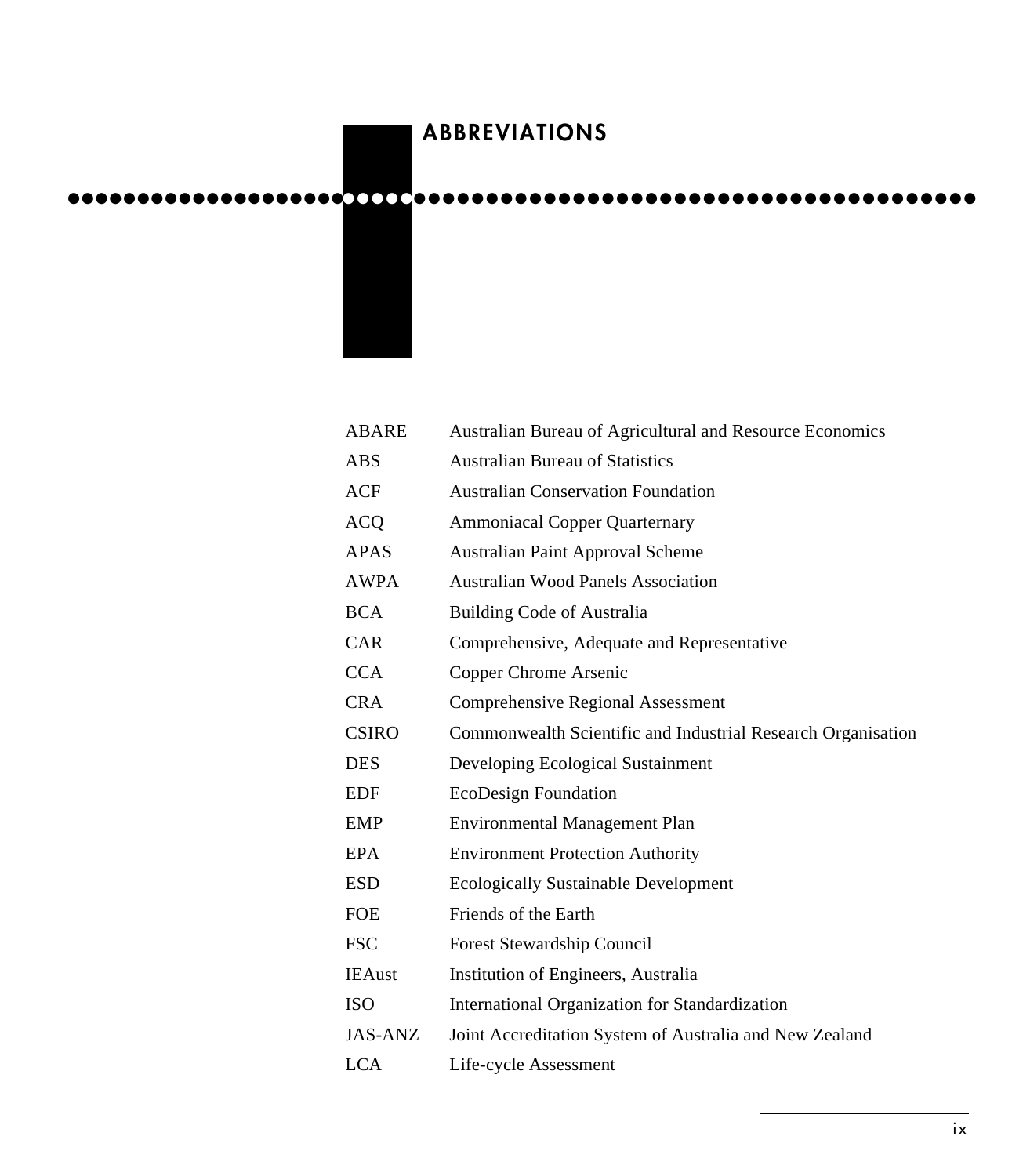# ABBREVIATIONS

| | |
|---|---|
| ABARE | Australian Bureau of Agricultural and Resource Economics |
| ABS | Australian Bureau of Statistics |
| ACF | Australian Conservation Foundation |
| ACQ | Ammoniacal Copper Quarternary |
| APAS | Australian Paint Approval Scheme |
| AWPA | Australian Wood Panels Association |
| BCA | Building Code of Australia |
| CAR | Comprehensive, Adequate and Representative |
| CCA | Copper Chrome Arsenic |
| CRA | Comprehensive Regional Assessment |
| CSIRO | Commonwealth Scientific and Industrial Research Organisation |
| DES | Developing Ecological Sustainment |
| EDF | EcoDesign Foundation |
| EMP | Environmental Management Plan |
| EPA | Environment Protection Authority |
| ESD | Ecologically Sustainable Development |
| FOE | Friends of the Earth |
| FSC | Forest Stewardship Council |
| IEAust | Institution of Engineers, Australia |
| ISO | International Organization for Standardization |
| JAS-ANZ | Joint Accreditation System of Australia and New Zealand |
| LCA | Life-cycle Assessment |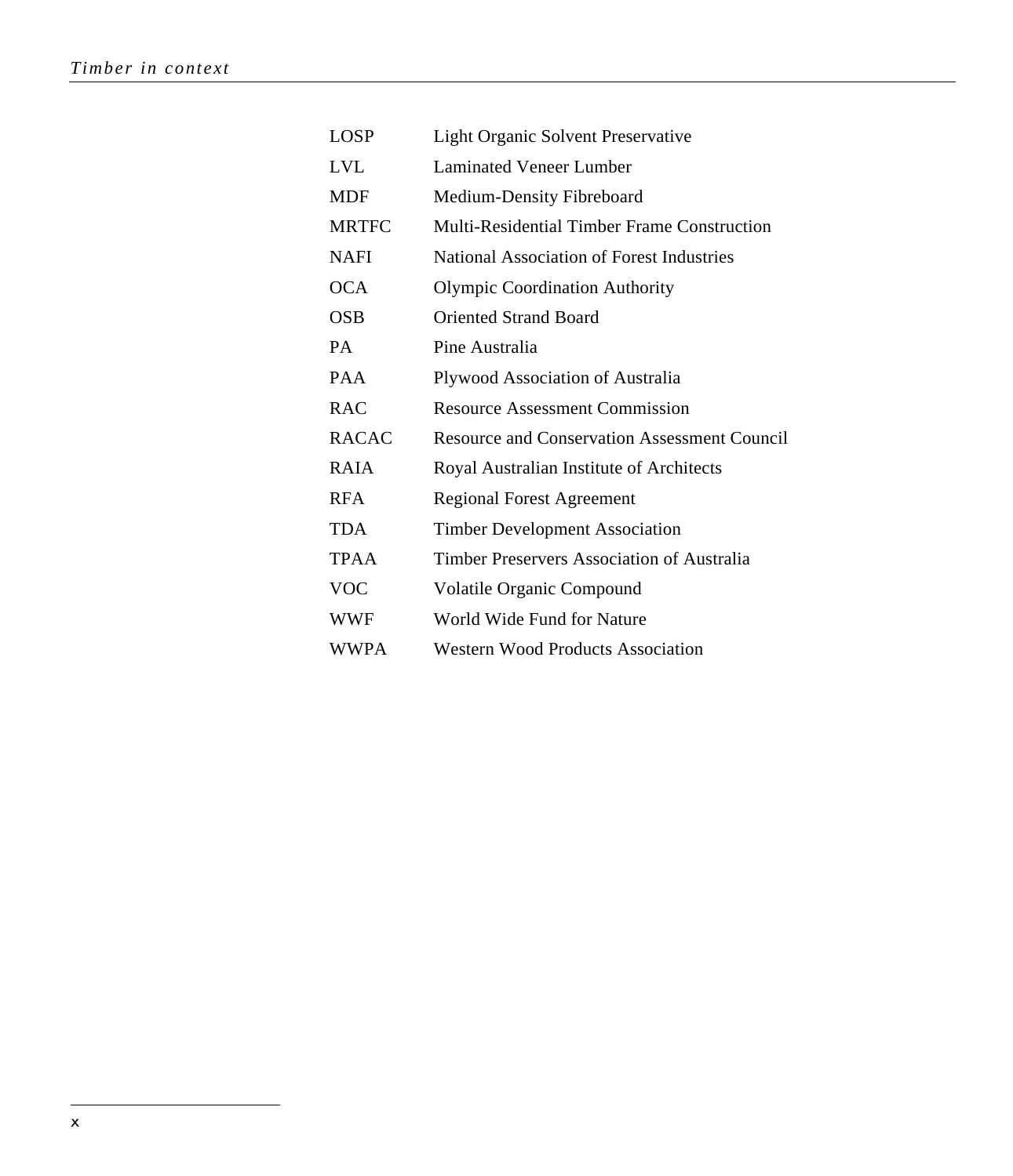| | |
|---|---|
| LOSP | Light Organic Solvent Preservative |
| LVL | Laminated Veneer Lumber |
| MDF | Medium-Density Fibreboard |
| MRTFC | Multi-Residential Timber Frame Construction |
| NAFI | National Association of Forest Industries |
| OCA | Olympic Coordination Authority |
| OSB | Oriented Strand Board |
| PA | Pine Australia |
| PAA | Plywood Association of Australia |
| RAC | Resource Assessment Commission |
| RACAC | Resource and Conservation Assessment Council |
| RAIA | Royal Australian Institute of Architects |
| RFA | Regional Forest Agreement |
| TDA | Timber Development Association |
| TPAA | Timber Preservers Association of Australia |
| VOC | Volatile Organic Compound |
| WWF | World Wide Fund for Nature |
| WWPA | Western Wood Products Association |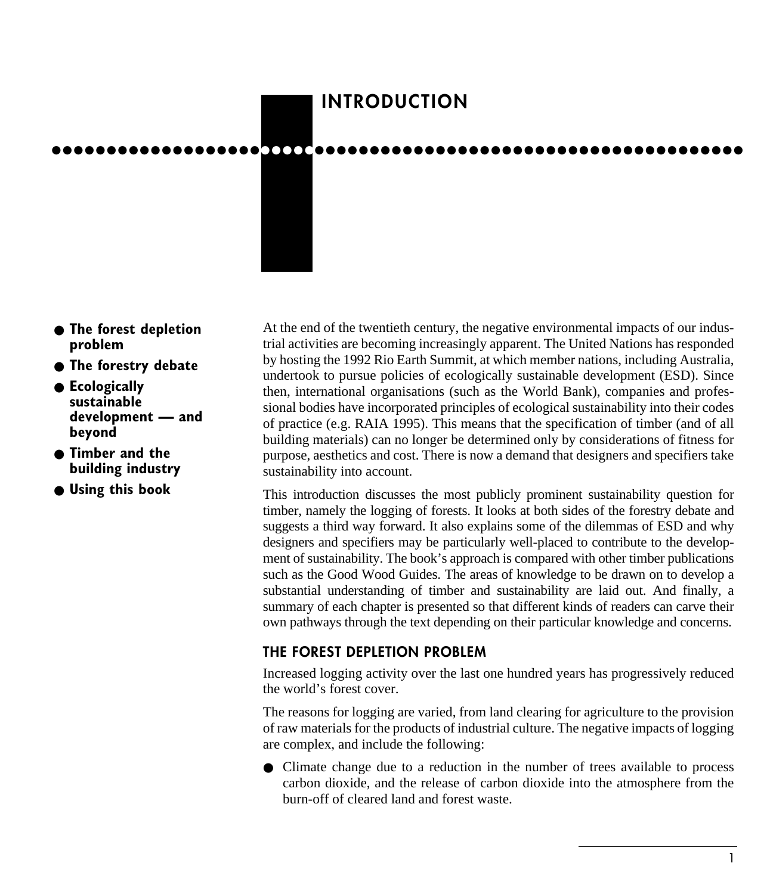# INTRODUCTION

- **The forest depletion problem**
- **The forestry debate**
- **Ecologically sustainable development — and beyond**
- **Timber and the building industry**
- **Using this book**

At the end of the twentieth century, the negative environmental impacts of our industrial activities are becoming increasingly apparent. The United Nations has responded by hosting the 1992 Rio Earth Summit, at which member nations, including Australia, undertook to pursue policies of ecologically sustainable development (ESD). Since then, international organisations (such as the World Bank), companies and professional bodies have incorporated principles of ecological sustainability into their codes of practice (e.g. RAIA 1995). This means that the specification of timber (and of all building materials) can no longer be determined only by considerations of fitness for purpose, aesthetics and cost. There is now a demand that designers and specifiers take sustainability into account.

This introduction discusses the most publicly prominent sustainability question for timber, namely the logging of forests. It looks at both sides of the forestry debate and suggests a third way forward. It also explains some of the dilemmas of ESD and why designers and specifiers may be particularly well-placed to contribute to the development of sustainability. The book's approach is compared with other timber publications such as the Good Wood Guides. The areas of knowledge to be drawn on to develop a substantial understanding of timber and sustainability are laid out. And finally, a summary of each chapter is presented so that different kinds of readers can carve their own pathways through the text depending on their particular knowledge and concerns.

## THE FOREST DEPLETION PROBLEM

Increased logging activity over the last one hundred years has progressively reduced the world's forest cover.

The reasons for logging are varied, from land clearing for agriculture to the provision of raw materials for the products of industrial culture. The negative impacts of logging are complex, and include the following:

- Climate change due to a reduction in the number of trees available to process carbon dioxide, and the release of carbon dioxide into the atmosphere from the burn-off of cleared land and forest waste.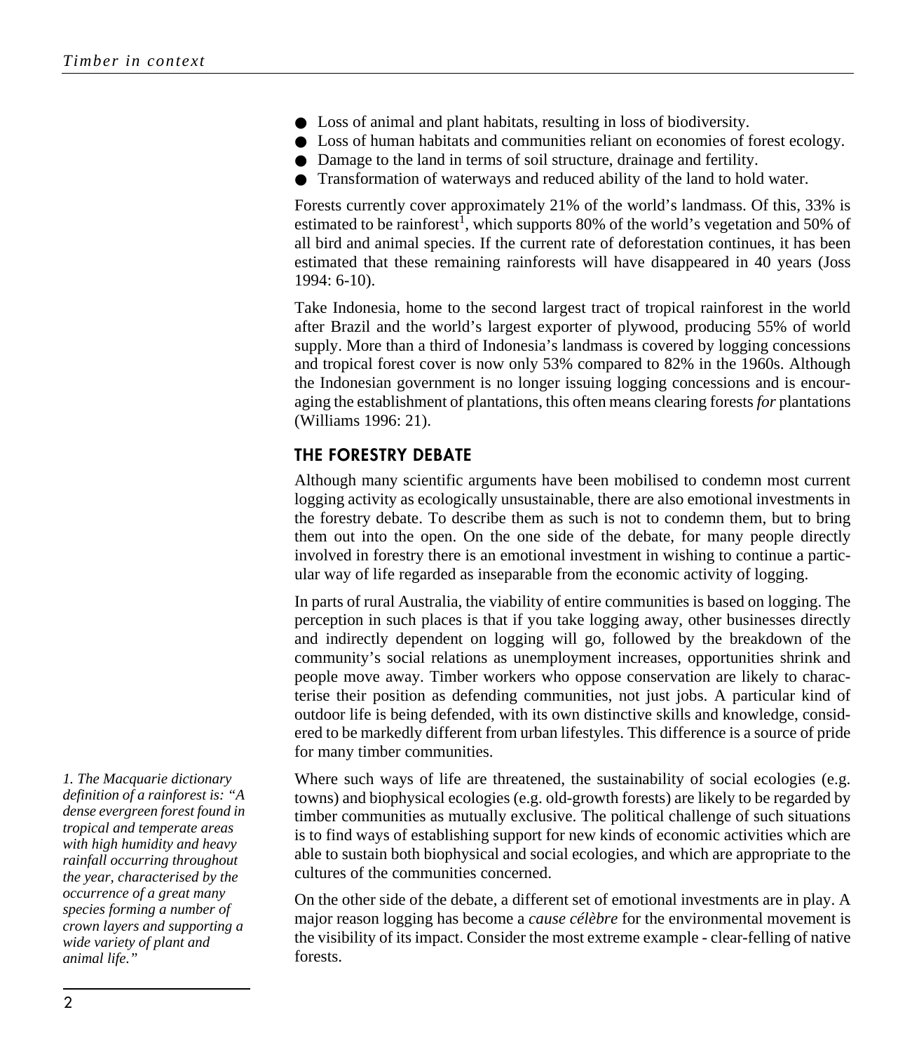- Loss of animal and plant habitats, resulting in loss of biodiversity.
- Loss of human habitats and communities reliant on economies of forest ecology.
- Damage to the land in terms of soil structure, drainage and fertility.
- Transformation of waterways and reduced ability of the land to hold water.

Forests currently cover approximately 21% of the world's landmass. Of this, 33% is estimated to be rainforest[1], which supports 80% of the world's vegetation and 50% of all bird and animal species. If the current rate of deforestation continues, it has been estimated that these remaining rainforests will have disappeared in 40 years (Joss 1994: 6-10).

Take Indonesia, home to the second largest tract of tropical rainforest in the world after Brazil and the world's largest exporter of plywood, producing 55% of world supply. More than a third of Indonesia's landmass is covered by logging concessions and tropical forest cover is now only 53% compared to 82% in the 1960s. Although the Indonesian government is no longer issuing logging concessions and is encouraging the establishment of plantations, this often means clearing forests *for* plantations (Williams 1996: 21).

## THE FORESTRY DEBATE

Although many scientific arguments have been mobilised to condemn most current logging activity as ecologically unsustainable, there are also emotional investments in the forestry debate. To describe them as such is not to condemn them, but to bring them out into the open. On the one side of the debate, for many people directly involved in forestry there is an emotional investment in wishing to continue a particular way of life regarded as inseparable from the economic activity of logging.

In parts of rural Australia, the viability of entire communities is based on logging. The perception in such places is that if you take logging away, other businesses directly and indirectly dependent on logging will go, followed by the breakdown of the community's social relations as unemployment increases, opportunities shrink and people move away. Timber workers who oppose conservation are likely to characterise their position as defending communities, not just jobs. A particular kind of outdoor life is being defended, with its own distinctive skills and knowledge, considered to be markedly different from urban lifestyles. This difference is a source of pride for many timber communities.

Where such ways of life are threatened, the sustainability of social ecologies (e.g. towns) and biophysical ecologies (e.g. old-growth forests) are likely to be regarded by timber communities as mutually exclusive. The political challenge of such situations is to find ways of establishing support for new kinds of economic activities which are able to sustain both biophysical and social ecologies, and which are appropriate to the cultures of the communities concerned.

On the other side of the debate, a different set of emotional investments are in play. A major reason logging has become a *cause célèbre* for the environmental movement is the visibility of its impact. Consider the most extreme example - clear-felling of native forests.

*1. The Macquarie dictionary definition of a rainforest is: "A dense evergreen forest found in tropical and temperate areas with high humidity and heavy rainfall occurring throughout the year, characterised by the occurrence of a great many species forming a number of crown layers and supporting a wide variety of plant and animal life."*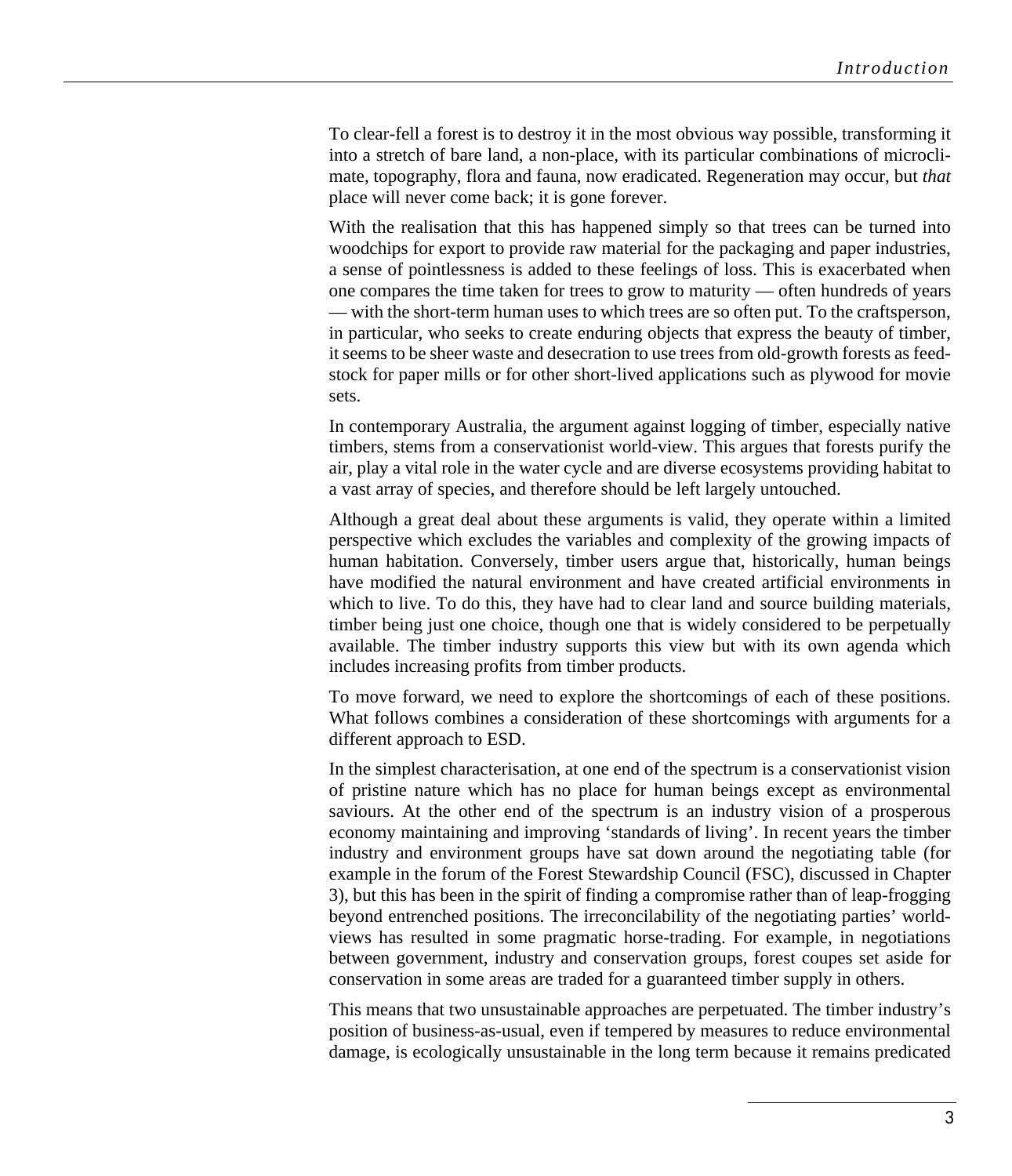To clear-fell a forest is to destroy it in the most obvious way possible, transforming it into a stretch of bare land, a non-place, with its particular combinations of microclimate, topography, flora and fauna, now eradicated. Regeneration may occur, but *that* place will never come back; it is gone forever.

With the realisation that this has happened simply so that trees can be turned into woodchips for export to provide raw material for the packaging and paper industries, a sense of pointlessness is added to these feelings of loss. This is exacerbated when one compares the time taken for trees to grow to maturity — often hundreds of years — with the short-term human uses to which trees are so often put. To the craftsperson, in particular, who seeks to create enduring objects that express the beauty of timber, it seems to be sheer waste and desecration to use trees from old-growth forests as feedstock for paper mills or for other short-lived applications such as plywood for movie sets.

In contemporary Australia, the argument against logging of timber, especially native timbers, stems from a conservationist world-view. This argues that forests purify the air, play a vital role in the water cycle and are diverse ecosystems providing habitat to a vast array of species, and therefore should be left largely untouched.

Although a great deal about these arguments is valid, they operate within a limited perspective which excludes the variables and complexity of the growing impacts of human habitation. Conversely, timber users argue that, historically, human beings have modified the natural environment and have created artificial environments in which to live. To do this, they have had to clear land and source building materials, timber being just one choice, though one that is widely considered to be perpetually available. The timber industry supports this view but with its own agenda which includes increasing profits from timber products.

To move forward, we need to explore the shortcomings of each of these positions. What follows combines a consideration of these shortcomings with arguments for a different approach to ESD.

In the simplest characterisation, at one end of the spectrum is a conservationist vision of pristine nature which has no place for human beings except as environmental saviours. At the other end of the spectrum is an industry vision of a prosperous economy maintaining and improving 'standards of living'. In recent years the timber industry and environment groups have sat down around the negotiating table (for example in the forum of the Forest Stewardship Council (FSC), discussed in Chapter 3), but this has been in the spirit of finding a compromise rather than of leap-frogging beyond entrenched positions. The irreconcilability of the negotiating parties' world-views has resulted in some pragmatic horse-trading. For example, in negotiations between government, industry and conservation groups, forest coupes set aside for conservation in some areas are traded for a guaranteed timber supply in others.

This means that two unsustainable approaches are perpetuated. The timber industry's position of business-as-usual, even if tempered by measures to reduce environmental damage, is ecologically unsustainable in the long term because it remains predicated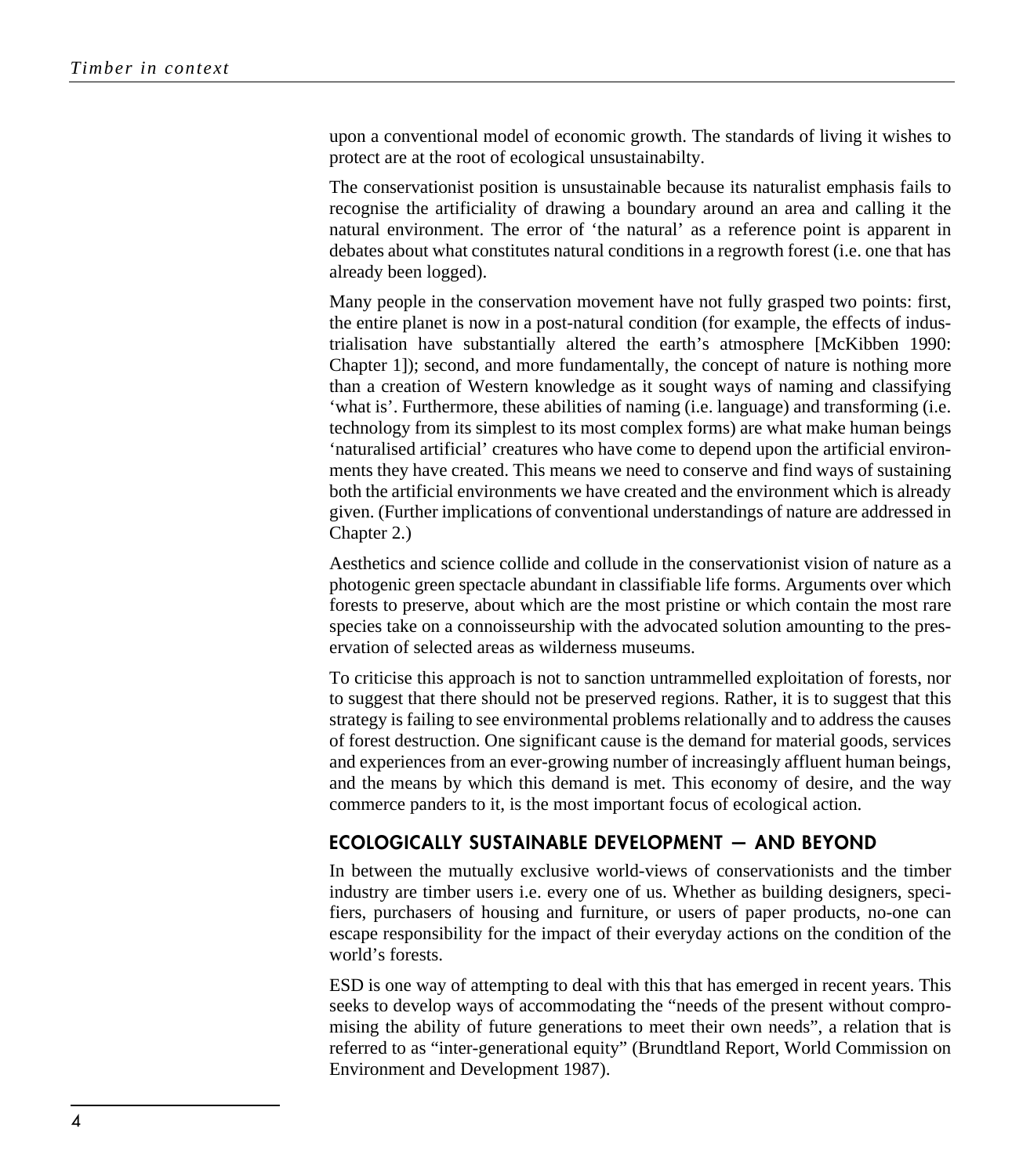upon a conventional model of economic growth. The standards of living it wishes to protect are at the root of ecological unsustainabilty.

The conservationist position is unsustainable because its naturalist emphasis fails to recognise the artificiality of drawing a boundary around an area and calling it the natural environment. The error of 'the natural' as a reference point is apparent in debates about what constitutes natural conditions in a regrowth forest (i.e. one that has already been logged).

Many people in the conservation movement have not fully grasped two points: first, the entire planet is now in a post-natural condition (for example, the effects of industrialisation have substantially altered the earth's atmosphere [McKibben 1990: Chapter 1]); second, and more fundamentally, the concept of nature is nothing more than a creation of Western knowledge as it sought ways of naming and classifying 'what is'. Furthermore, these abilities of naming (i.e. language) and transforming (i.e. technology from its simplest to its most complex forms) are what make human beings 'naturalised artificial' creatures who have come to depend upon the artificial environments they have created. This means we need to conserve and find ways of sustaining both the artificial environments we have created and the environment which is already given. (Further implications of conventional understandings of nature are addressed in Chapter 2.)

Aesthetics and science collide and collude in the conservationist vision of nature as a photogenic green spectacle abundant in classifiable life forms. Arguments over which forests to preserve, about which are the most pristine or which contain the most rare species take on a connoisseurship with the advocated solution amounting to the preservation of selected areas as wilderness museums.

To criticise this approach is not to sanction untrammelled exploitation of forests, nor to suggest that there should not be preserved regions. Rather, it is to suggest that this strategy is failing to see environmental problems relationally and to address the causes of forest destruction. One significant cause is the demand for material goods, services and experiences from an ever-growing number of increasingly affluent human beings, and the means by which this demand is met. This economy of desire, and the way commerce panders to it, is the most important focus of ecological action.

## ECOLOGICALLY SUSTAINABLE DEVELOPMENT — AND BEYOND

In between the mutually exclusive world-views of conservationists and the timber industry are timber users i.e. every one of us. Whether as building designers, specifiers, purchasers of housing and furniture, or users of paper products, no-one can escape responsibility for the impact of their everyday actions on the condition of the world's forests.

ESD is one way of attempting to deal with this that has emerged in recent years. This seeks to develop ways of accommodating the "needs of the present without compromising the ability of future generations to meet their own needs", a relation that is referred to as "inter-generational equity" (Brundtland Report, World Commission on Environment and Development 1987).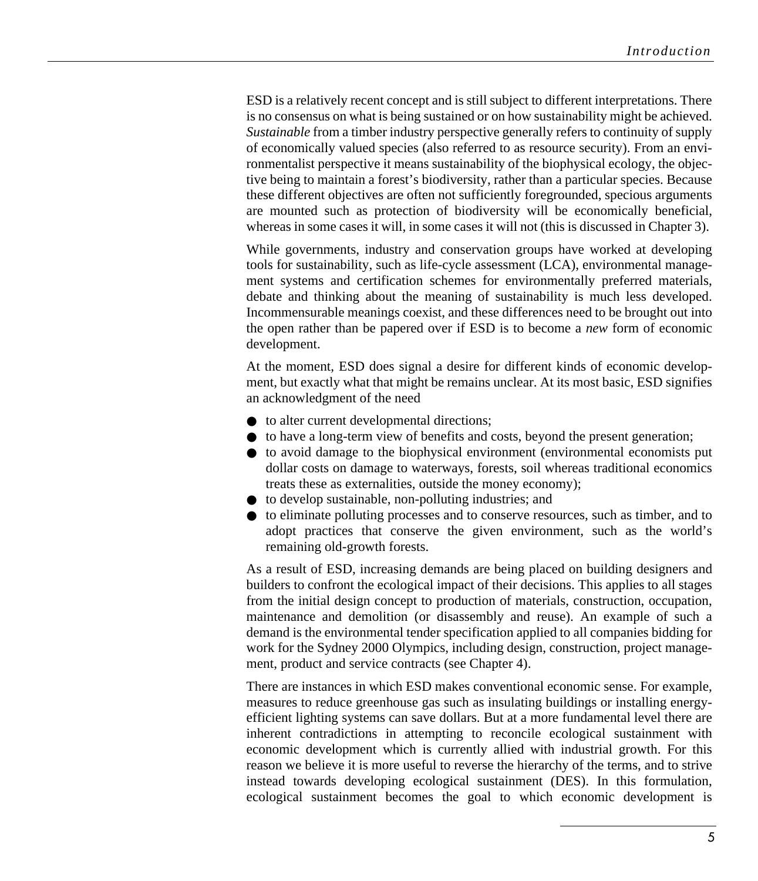ESD is a relatively recent concept and is still subject to different interpretations. There is no consensus on what is being sustained or on how sustainability might be achieved. *Sustainable* from a timber industry perspective generally refers to continuity of supply of economically valued species (also referred to as resource security). From an environmentalist perspective it means sustainability of the biophysical ecology, the objective being to maintain a forest's biodiversity, rather than a particular species. Because these different objectives are often not sufficiently foregrounded, specious arguments are mounted such as protection of biodiversity will be economically beneficial, whereas in some cases it will, in some cases it will not (this is discussed in Chapter 3).

While governments, industry and conservation groups have worked at developing tools for sustainability, such as life-cycle assessment (LCA), environmental management systems and certification schemes for environmentally preferred materials, debate and thinking about the meaning of sustainability is much less developed. Incommensurable meanings coexist, and these differences need to be brought out into the open rather than be papered over if ESD is to become a *new* form of economic development.

At the moment, ESD does signal a desire for different kinds of economic development, but exactly what that might be remains unclear. At its most basic, ESD signifies an acknowledgment of the need

- to alter current developmental directions;
- to have a long-term view of benefits and costs, beyond the present generation;
- to avoid damage to the biophysical environment (environmental economists put dollar costs on damage to waterways, forests, soil whereas traditional economics treats these as externalities, outside the money economy);
- to develop sustainable, non-polluting industries; and
- to eliminate polluting processes and to conserve resources, such as timber, and to adopt practices that conserve the given environment, such as the world's remaining old-growth forests.

As a result of ESD, increasing demands are being placed on building designers and builders to confront the ecological impact of their decisions. This applies to all stages from the initial design concept to production of materials, construction, occupation, maintenance and demolition (or disassembly and reuse). An example of such a demand is the environmental tender specification applied to all companies bidding for work for the Sydney 2000 Olympics, including design, construction, project management, product and service contracts (see Chapter 4).

There are instances in which ESD makes conventional economic sense. For example, measures to reduce greenhouse gas such as insulating buildings or installing energy-efficient lighting systems can save dollars. But at a more fundamental level there are inherent contradictions in attempting to reconcile ecological sustainment with economic development which is currently allied with industrial growth. For this reason we believe it is more useful to reverse the hierarchy of the terms, and to strive instead towards developing ecological sustainment (DES). In this formulation, ecological sustainment becomes the goal to which economic development is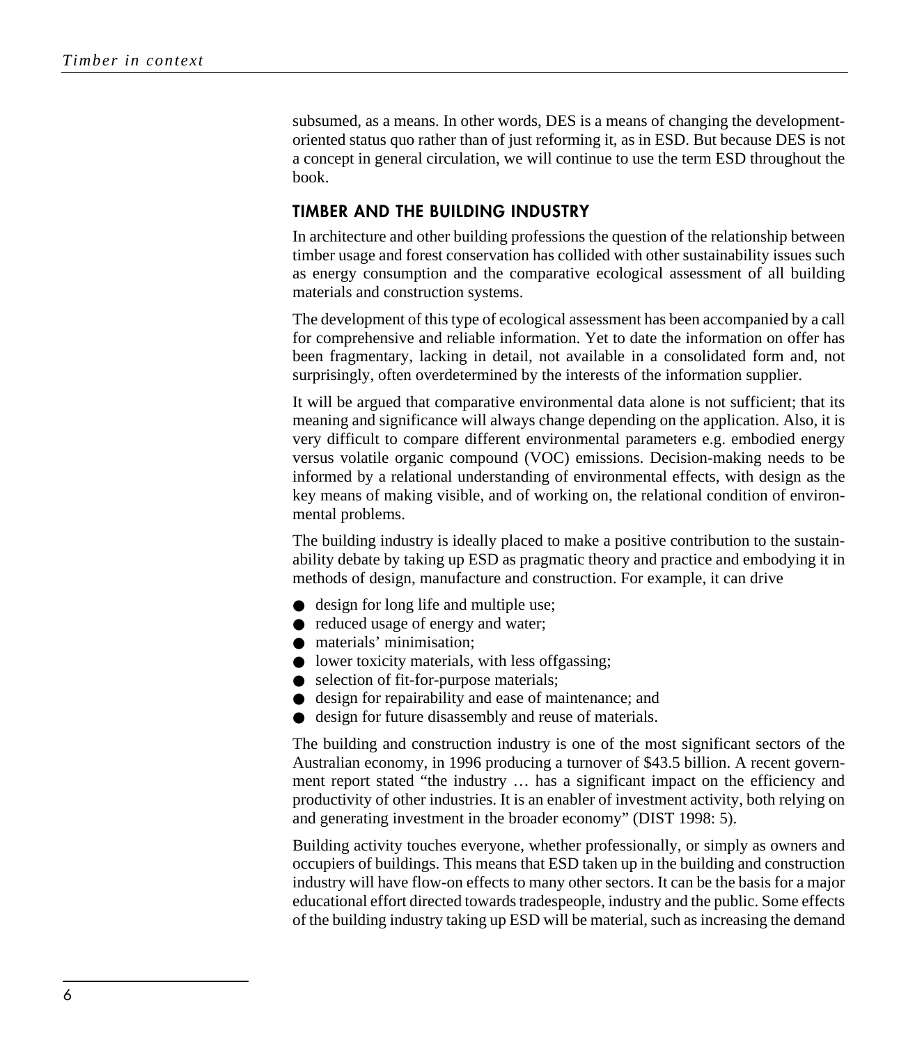subsumed, as a means. In other words, DES is a means of changing the development-oriented status quo rather than of just reforming it, as in ESD. But because DES is not a concept in general circulation, we will continue to use the term ESD throughout the book.

## TIMBER AND THE BUILDING INDUSTRY

In architecture and other building professions the question of the relationship between timber usage and forest conservation has collided with other sustainability issues such as energy consumption and the comparative ecological assessment of all building materials and construction systems.

The development of this type of ecological assessment has been accompanied by a call for comprehensive and reliable information. Yet to date the information on offer has been fragmentary, lacking in detail, not available in a consolidated form and, not surprisingly, often overdetermined by the interests of the information supplier.

It will be argued that comparative environmental data alone is not sufficient; that its meaning and significance will always change depending on the application. Also, it is very difficult to compare different environmental parameters e.g. embodied energy versus volatile organic compound (VOC) emissions. Decision-making needs to be informed by a relational understanding of environmental effects, with design as the key means of making visible, and of working on, the relational condition of environmental problems.

The building industry is ideally placed to make a positive contribution to the sustainability debate by taking up ESD as pragmatic theory and practice and embodying it in methods of design, manufacture and construction. For example, it can drive

- design for long life and multiple use;
- reduced usage of energy and water;
- materials' minimisation;
- lower toxicity materials, with less offgassing;
- selection of fit-for-purpose materials;
- design for repairability and ease of maintenance; and
- design for future disassembly and reuse of materials.

The building and construction industry is one of the most significant sectors of the Australian economy, in 1996 producing a turnover of $43.5 billion. A recent government report stated "the industry … has a significant impact on the efficiency and productivity of other industries. It is an enabler of investment activity, both relying on and generating investment in the broader economy" (DIST 1998: 5).

Building activity touches everyone, whether professionally, or simply as owners and occupiers of buildings. This means that ESD taken up in the building and construction industry will have flow-on effects to many other sectors. It can be the basis for a major educational effort directed towards tradespeople, industry and the public. Some effects of the building industry taking up ESD will be material, such as increasing the demand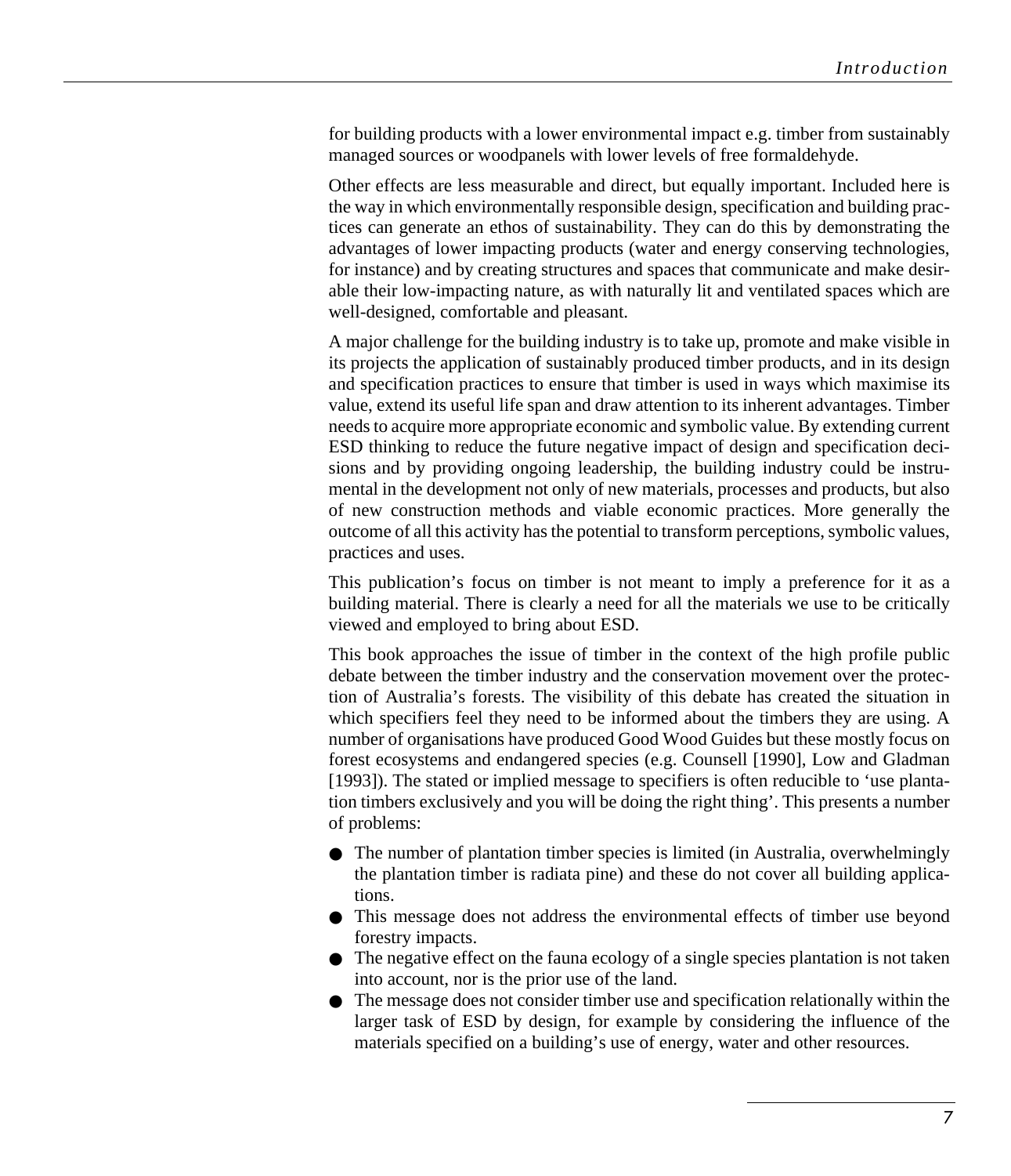for building products with a lower environmental impact e.g. timber from sustainably managed sources or woodpanels with lower levels of free formaldehyde.

Other effects are less measurable and direct, but equally important. Included here is the way in which environmentally responsible design, specification and building practices can generate an ethos of sustainability. They can do this by demonstrating the advantages of lower impacting products (water and energy conserving technologies, for instance) and by creating structures and spaces that communicate and make desirable their low-impacting nature, as with naturally lit and ventilated spaces which are well-designed, comfortable and pleasant.

A major challenge for the building industry is to take up, promote and make visible in its projects the application of sustainably produced timber products, and in its design and specification practices to ensure that timber is used in ways which maximise its value, extend its useful life span and draw attention to its inherent advantages. Timber needs to acquire more appropriate economic and symbolic value. By extending current ESD thinking to reduce the future negative impact of design and specification decisions and by providing ongoing leadership, the building industry could be instrumental in the development not only of new materials, processes and products, but also of new construction methods and viable economic practices. More generally the outcome of all this activity has the potential to transform perceptions, symbolic values, practices and uses.

This publication's focus on timber is not meant to imply a preference for it as a building material. There is clearly a need for all the materials we use to be critically viewed and employed to bring about ESD.

This book approaches the issue of timber in the context of the high profile public debate between the timber industry and the conservation movement over the protection of Australia's forests. The visibility of this debate has created the situation in which specifiers feel they need to be informed about the timbers they are using. A number of organisations have produced Good Wood Guides but these mostly focus on forest ecosystems and endangered species (e.g. Counsell [1990], Low and Gladman [1993]). The stated or implied message to specifiers is often reducible to 'use plantation timbers exclusively and you will be doing the right thing'. This presents a number of problems:

- The number of plantation timber species is limited (in Australia, overwhelmingly the plantation timber is radiata pine) and these do not cover all building applications.
- This message does not address the environmental effects of timber use beyond forestry impacts.
- The negative effect on the fauna ecology of a single species plantation is not taken into account, nor is the prior use of the land.
- The message does not consider timber use and specification relationally within the larger task of ESD by design, for example by considering the influence of the materials specified on a building's use of energy, water and other resources.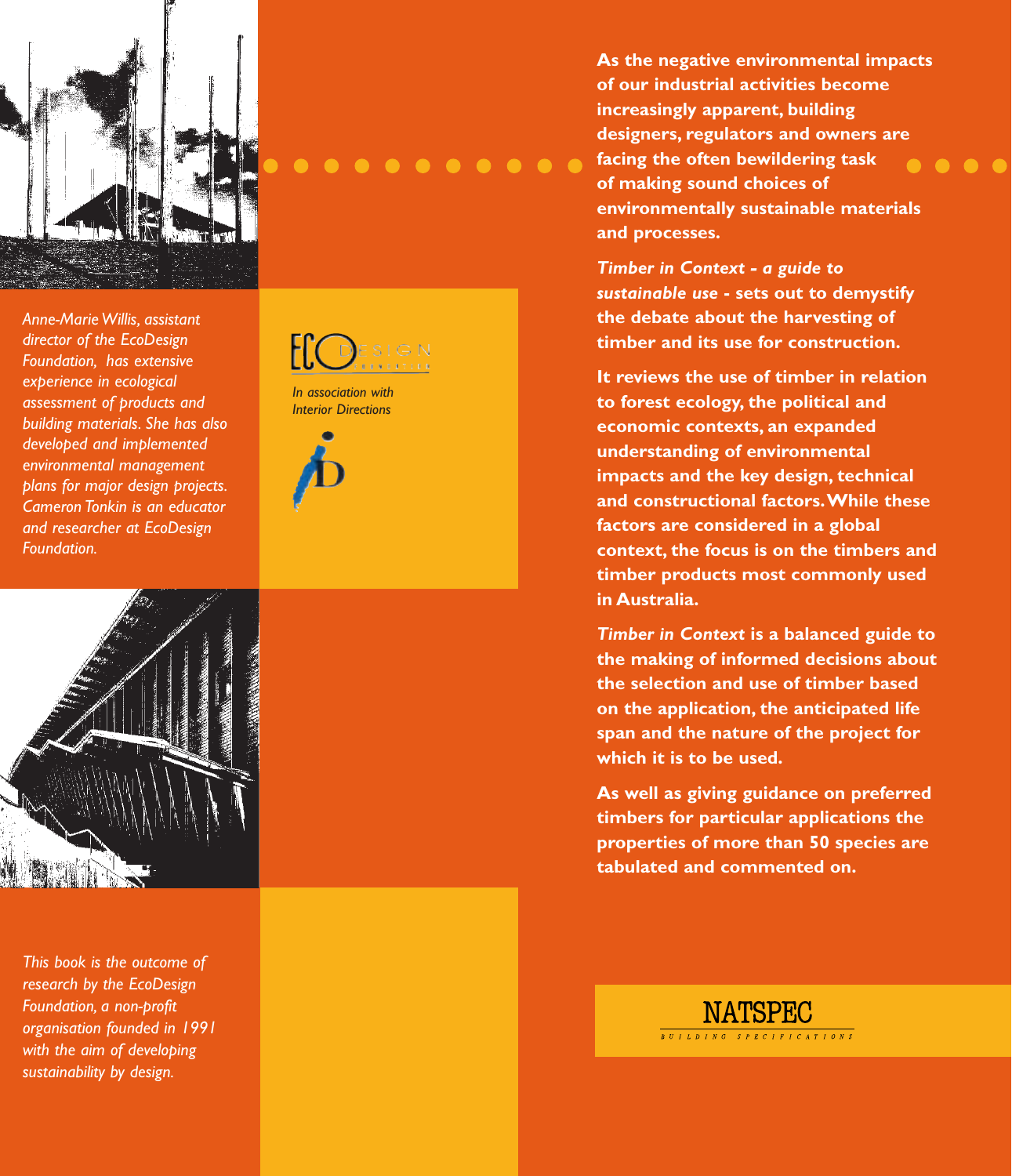**As the negative environmental impacts of our industrial activities become increasingly apparent, building designers, regulators and owners are facing the often bewildering task of making sound choices of environmentally sustainable materials and processes.**

***Timber in Context - a guide to sustainable use*** **- sets out to demystify the debate about the harvesting of timber and its use for construction.**

**It reviews the use of timber in relation to forest ecology, the political and economic contexts, an expanded understanding of environmental impacts and the key design, technical and constructional factors. While these factors are considered in a global context, the focus is on the timbers and timber products most commonly used in Australia.**

***Timber in Context*** **is a balanced guide to the making of informed decisions about the selection and use of timber based on the application, the anticipated life span and the nature of the project for which it is to be used.**

**As well as giving guidance on preferred timbers for particular applications the properties of more than 50 species are tabulated and commented on.**

*Anne-Marie Willis, assistant director of the EcoDesign Foundation, has extensive experience in ecological assessment of products and building materials. She has also developed and implemented environmental management plans for major design projects. Cameron Tonkin is an educator and researcher at EcoDesign Foundation.*

ECO DESIGN

*In association with Interior Directions*

*This book is the outcome of research by the EcoDesign Foundation, a non-profit organisation founded in 1991 with the aim of developing sustainability by design.*

NATSPEC
BUILDING SPECIFICATIONS